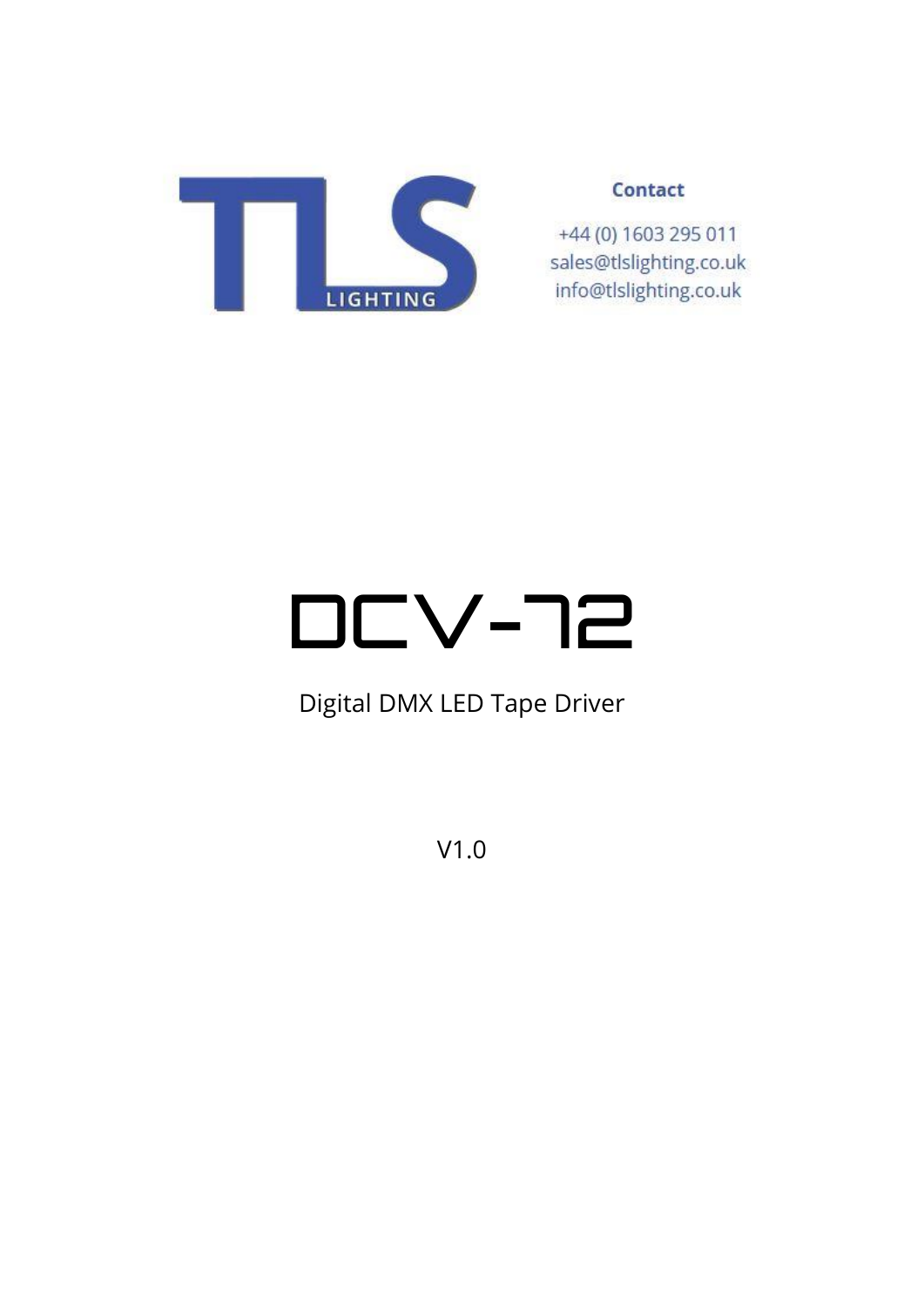TLS LIGHTING

**Contact**

+44 (0) 1603 295 011
sales@tlslighting.co.uk
info@tlslighting.co.uk

# DCV-72

Digital DMX LED Tape Driver

V1.0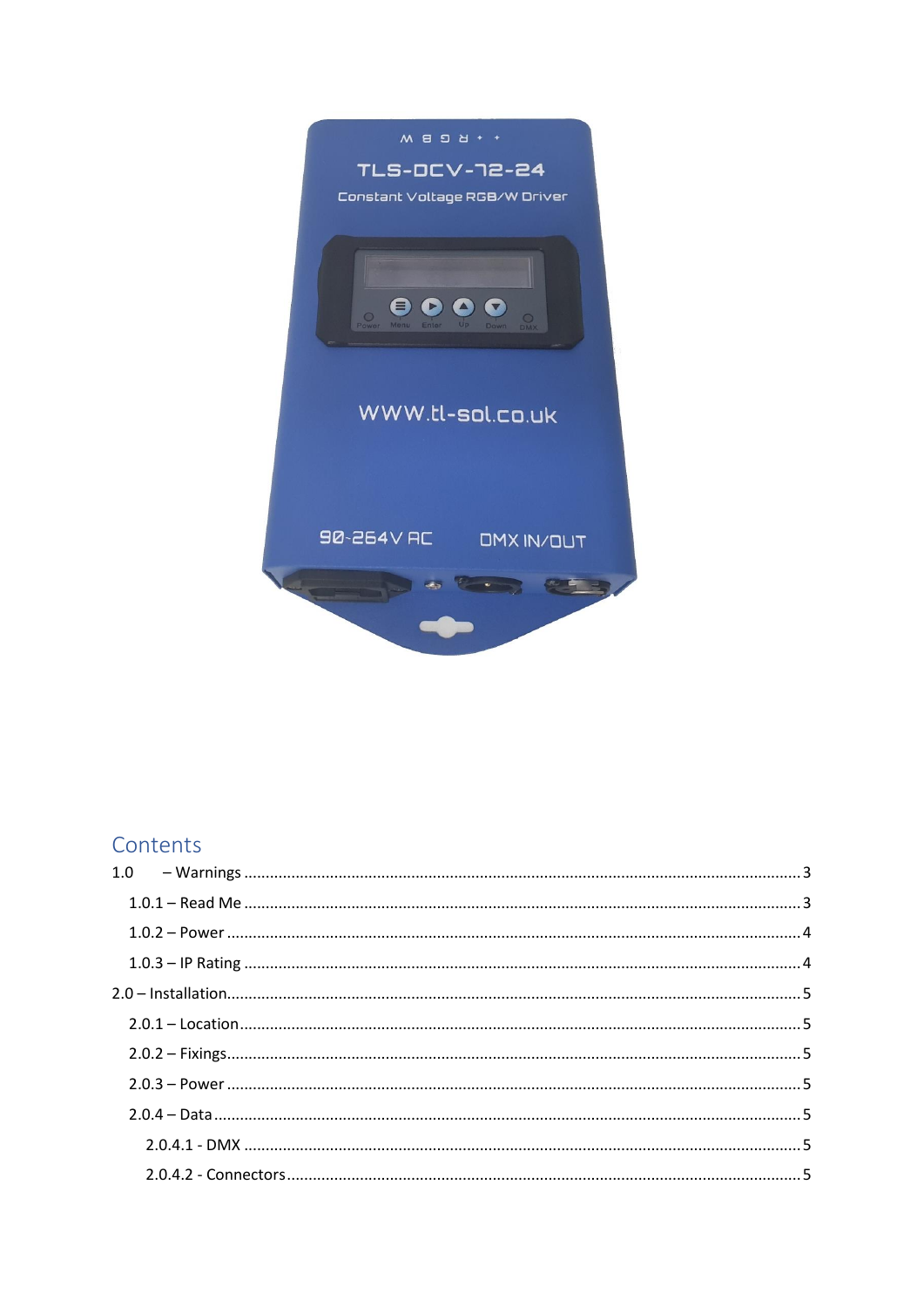# Contents

1.0 – Warnings ........ 3

- 1.0.1 – Read Me ........ 3
- 1.0.2 – Power ........ 4
- 1.0.3 – IP Rating ........ 4

2.0 – Installation ........ 5

- 2.0.1 – Location ........ 5
- 2.0.2 – Fixings ........ 5
- 2.0.3 – Power ........ 5
- 2.0.4 – Data ........ 5
  - 2.0.4.1 - DMX ........ 5
  - 2.0.4.2 - Connectors ........ 5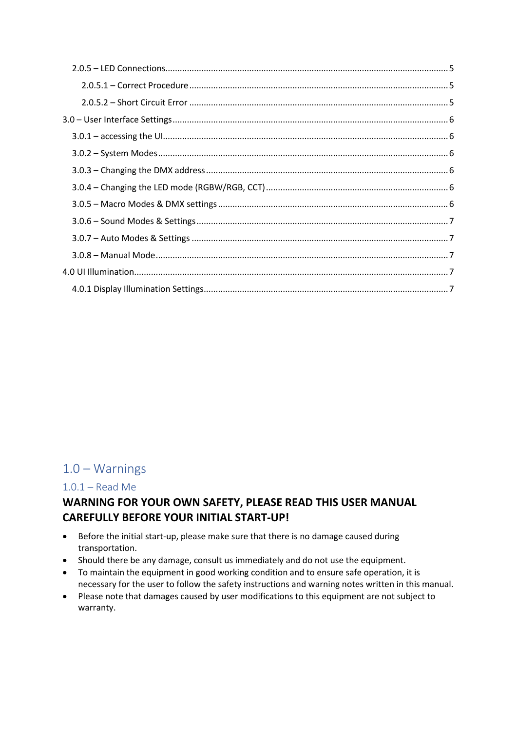2.0.5 – LED Connections .......... 5

2.0.5.1 – Correct Procedure .......... 5

2.0.5.2 – Short Circuit Error .......... 5

3.0 – User Interface Settings .......... 6

3.0.1 – accessing the UI .......... 6

3.0.2 – System Modes .......... 6

3.0.3 – Changing the DMX address .......... 6

3.0.4 – Changing the LED mode (RGBW/RGB, CCT) .......... 6

3.0.5 – Macro Modes & DMX settings .......... 6

3.0.6 – Sound Modes & Settings .......... 7

3.0.7 – Auto Modes & Settings .......... 7

3.0.8 – Manual Mode .......... 7

4.0 UI Illumination .......... 7

4.0.1 Display Illumination Settings .......... 7

# 1.0 – Warnings

## 1.0.1 – Read Me

**WARNING FOR YOUR OWN SAFETY, PLEASE READ THIS USER MANUAL CAREFULLY BEFORE YOUR INITIAL START-UP!**

- Before the initial start-up, please make sure that there is no damage caused during transportation.
- Should there be any damage, consult us immediately and do not use the equipment.
- To maintain the equipment in good working condition and to ensure safe operation, it is necessary for the user to follow the safety instructions and warning notes written in this manual.
- Please note that damages caused by user modifications to this equipment are not subject to warranty.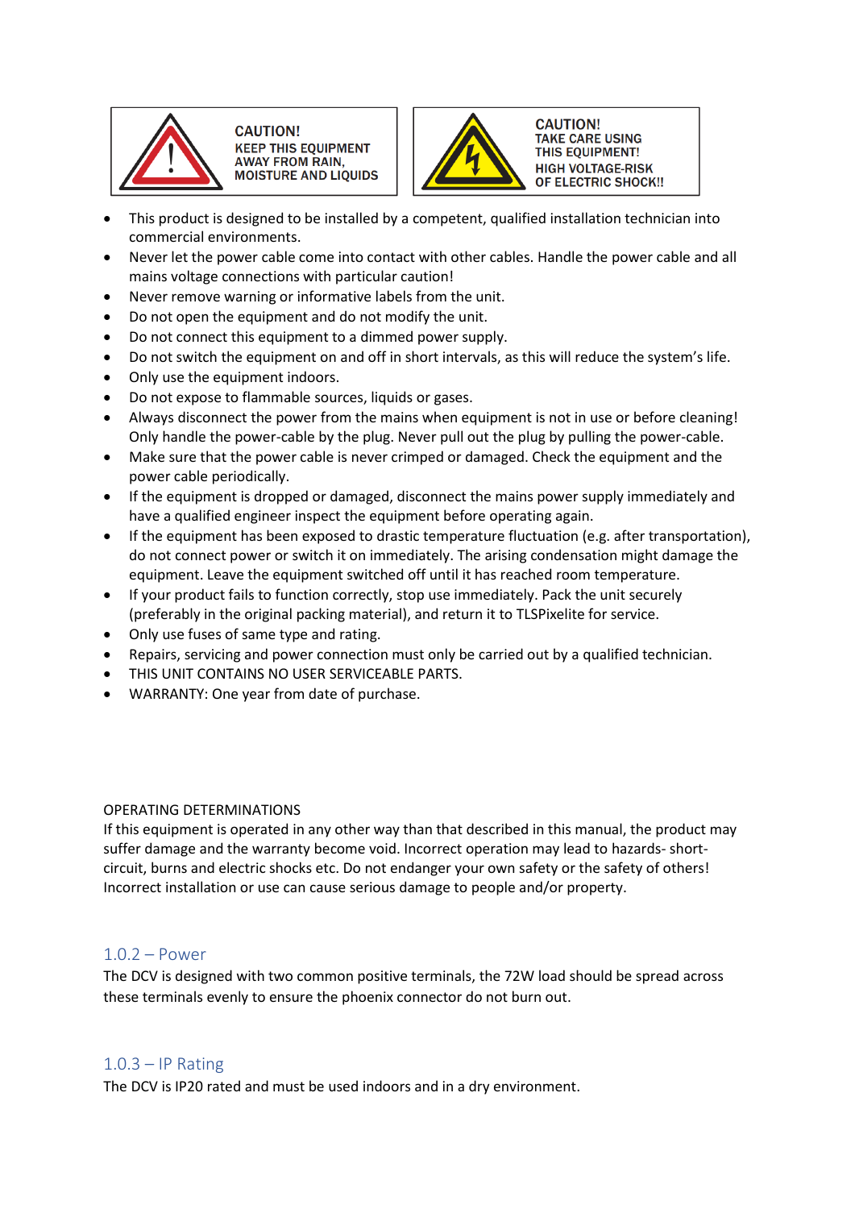**CAUTION!**
KEEP THIS EQUIPMENT AWAY FROM RAIN, MOISTURE AND LIQUIDS

**CAUTION!**
TAKE CARE USING THIS EQUIPMENT!
HIGH VOLTAGE-RISK OF ELECTRIC SHOCK!!

- This product is designed to be installed by a competent, qualified installation technician into commercial environments.
- Never let the power cable come into contact with other cables. Handle the power cable and all mains voltage connections with particular caution!
- Never remove warning or informative labels from the unit.
- Do not open the equipment and do not modify the unit.
- Do not connect this equipment to a dimmed power supply.
- Do not switch the equipment on and off in short intervals, as this will reduce the system's life.
- Only use the equipment indoors.
- Do not expose to flammable sources, liquids or gases.
- Always disconnect the power from the mains when equipment is not in use or before cleaning! Only handle the power-cable by the plug. Never pull out the plug by pulling the power-cable.
- Make sure that the power cable is never crimped or damaged. Check the equipment and the power cable periodically.
- If the equipment is dropped or damaged, disconnect the mains power supply immediately and have a qualified engineer inspect the equipment before operating again.
- If the equipment has been exposed to drastic temperature fluctuation (e.g. after transportation), do not connect power or switch it on immediately. The arising condensation might damage the equipment. Leave the equipment switched off until it has reached room temperature.
- If your product fails to function correctly, stop use immediately. Pack the unit securely (preferably in the original packing material), and return it to TLSPixelite for service.
- Only use fuses of same type and rating.
- Repairs, servicing and power connection must only be carried out by a qualified technician.
- THIS UNIT CONTAINS NO USER SERVICEABLE PARTS.
- WARRANTY: One year from date of purchase.

OPERATING DETERMINATIONS
If this equipment is operated in any other way than that described in this manual, the product may suffer damage and the warranty become void. Incorrect operation may lead to hazards- short-circuit, burns and electric shocks etc. Do not endanger your own safety or the safety of others! Incorrect installation or use can cause serious damage to people and/or property.

### 1.0.2 – Power

The DCV is designed with two common positive terminals, the 72W load should be spread across these terminals evenly to ensure the phoenix connector do not burn out.

### 1.0.3 – IP Rating

The DCV is IP20 rated and must be used indoors and in a dry environment.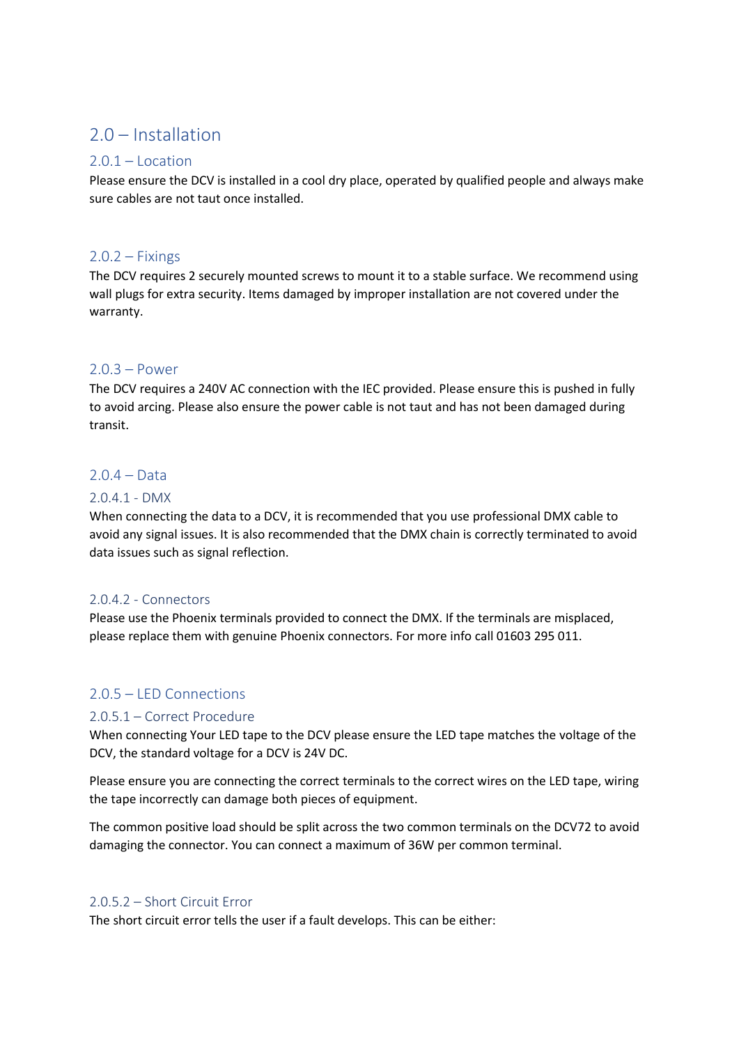# 2.0 – Installation

## 2.0.1 – Location

Please ensure the DCV is installed in a cool dry place, operated by qualified people and always make sure cables are not taut once installed.

## 2.0.2 – Fixings

The DCV requires 2 securely mounted screws to mount it to a stable surface. We recommend using wall plugs for extra security. Items damaged by improper installation are not covered under the warranty.

## 2.0.3 – Power

The DCV requires a 240V AC connection with the IEC provided. Please ensure this is pushed in fully to avoid arcing. Please also ensure the power cable is not taut and has not been damaged during transit.

## 2.0.4 – Data

### 2.0.4.1 - DMX

When connecting the data to a DCV, it is recommended that you use professional DMX cable to avoid any signal issues. It is also recommended that the DMX chain is correctly terminated to avoid data issues such as signal reflection.

### 2.0.4.2 - Connectors

Please use the Phoenix terminals provided to connect the DMX. If the terminals are misplaced, please replace them with genuine Phoenix connectors. For more info call 01603 295 011.

## 2.0.5 – LED Connections

### 2.0.5.1 – Correct Procedure

When connecting Your LED tape to the DCV please ensure the LED tape matches the voltage of the DCV, the standard voltage for a DCV is 24V DC.

Please ensure you are connecting the correct terminals to the correct wires on the LED tape, wiring the tape incorrectly can damage both pieces of equipment.

The common positive load should be split across the two common terminals on the DCV72 to avoid damaging the connector. You can connect a maximum of 36W per common terminal.

### 2.0.5.2 – Short Circuit Error

The short circuit error tells the user if a fault develops. This can be either: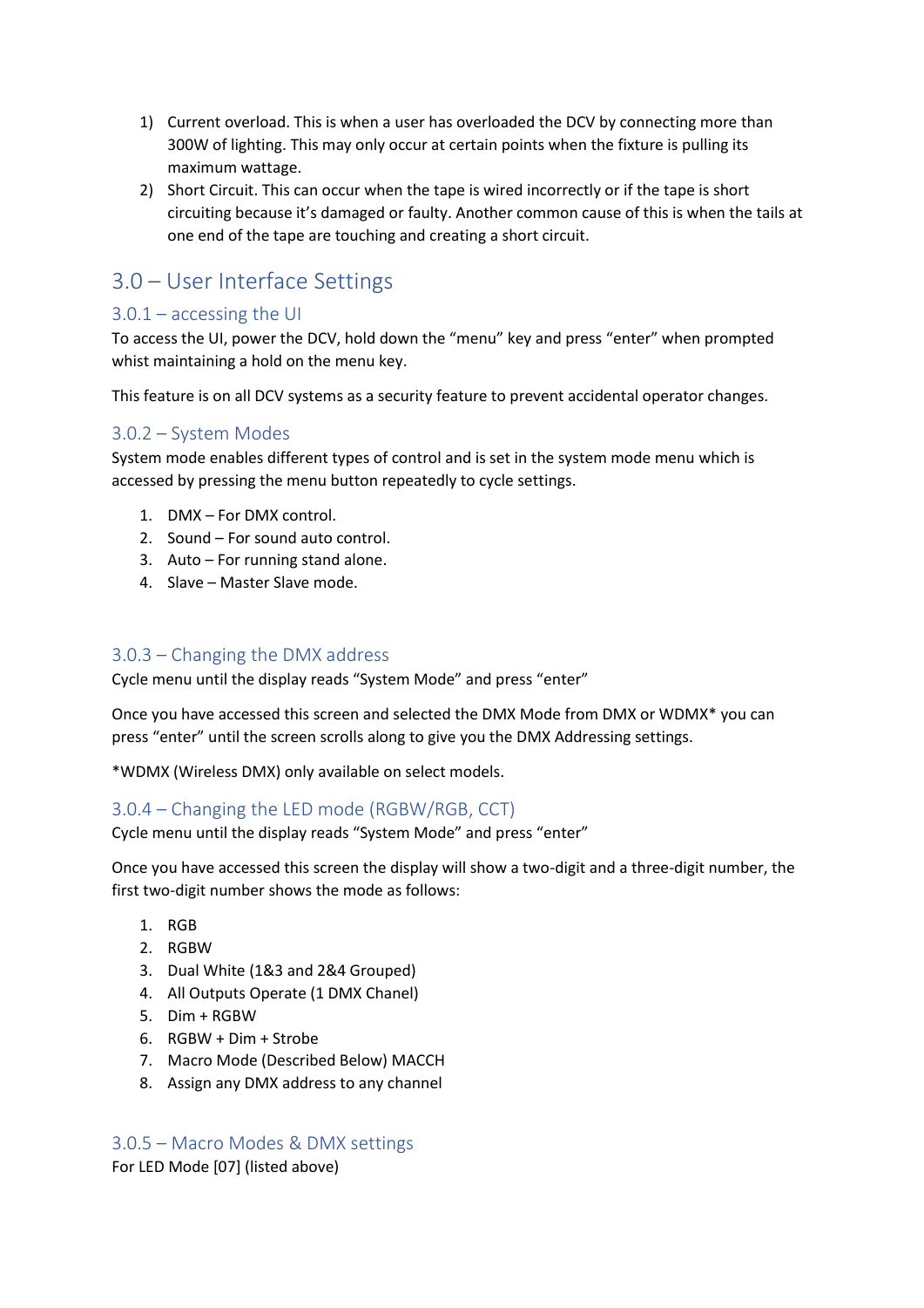1) Current overload. This is when a user has overloaded the DCV by connecting more than 300W of lighting. This may only occur at certain points when the fixture is pulling its maximum wattage.
2) Short Circuit. This can occur when the tape is wired incorrectly or if the tape is short circuiting because it's damaged or faulty. Another common cause of this is when the tails at one end of the tape are touching and creating a short circuit.

# 3.0 – User Interface Settings

## 3.0.1 – accessing the UI

To access the UI, power the DCV, hold down the "menu" key and press "enter" when prompted whist maintaining a hold on the menu key.

This feature is on all DCV systems as a security feature to prevent accidental operator changes.

## 3.0.2 – System Modes

System mode enables different types of control and is set in the system mode menu which is accessed by pressing the menu button repeatedly to cycle settings.

1. DMX – For DMX control.
2. Sound – For sound auto control.
3. Auto – For running stand alone.
4. Slave – Master Slave mode.

## 3.0.3 – Changing the DMX address

Cycle menu until the display reads "System Mode" and press "enter"

Once you have accessed this screen and selected the DMX Mode from DMX or WDMX* you can press "enter" until the screen scrolls along to give you the DMX Addressing settings.

*WDMX (Wireless DMX) only available on select models.

## 3.0.4 – Changing the LED mode (RGBW/RGB, CCT)

Cycle menu until the display reads "System Mode" and press "enter"

Once you have accessed this screen the display will show a two-digit and a three-digit number, the first two-digit number shows the mode as follows:

1. RGB
2. RGBW
3. Dual White (1&3 and 2&4 Grouped)
4. All Outputs Operate (1 DMX Chanel)
5. Dim + RGBW
6. RGBW + Dim + Strobe
7. Macro Mode (Described Below) MACCH
8. Assign any DMX address to any channel

## 3.0.5 – Macro Modes & DMX settings

For LED Mode [07] (listed above)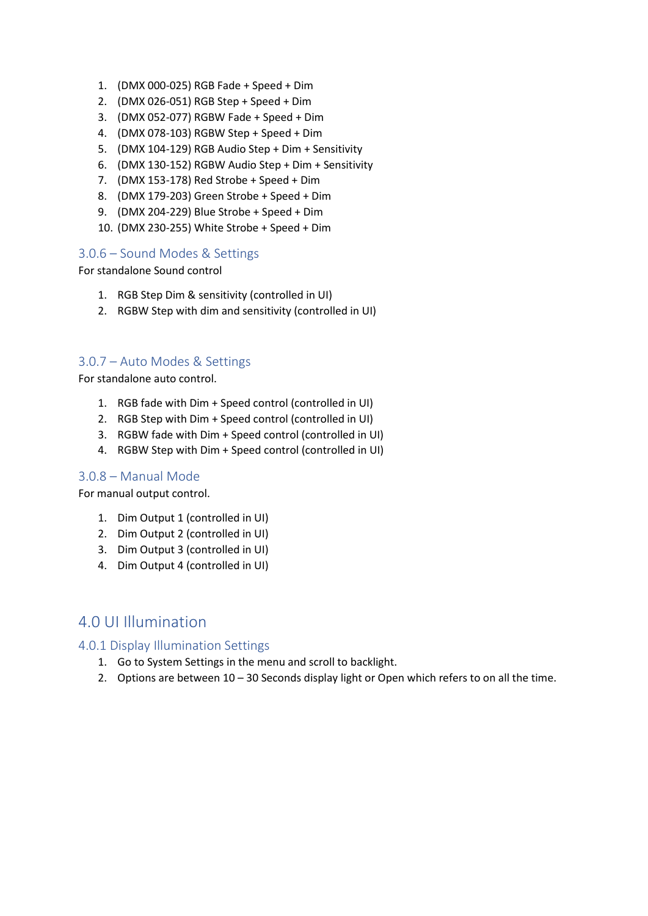1. (DMX 000-025) RGB Fade + Speed + Dim
2. (DMX 026-051) RGB Step + Speed + Dim
3. (DMX 052-077) RGBW Fade + Speed + Dim
4. (DMX 078-103) RGBW Step + Speed + Dim
5. (DMX 104-129) RGB Audio Step + Dim + Sensitivity
6. (DMX 130-152) RGBW Audio Step + Dim + Sensitivity
7. (DMX 153-178) Red Strobe + Speed + Dim
8. (DMX 179-203) Green Strobe + Speed + Dim
9. (DMX 204-229) Blue Strobe + Speed + Dim
10. (DMX 230-255) White Strobe + Speed + Dim

### 3.0.6 – Sound Modes & Settings

For standalone Sound control

1. RGB Step Dim & sensitivity (controlled in UI)
2. RGBW Step with dim and sensitivity (controlled in UI)

### 3.0.7 – Auto Modes & Settings

For standalone auto control.

1. RGB fade with Dim + Speed control (controlled in UI)
2. RGB Step with Dim + Speed control (controlled in UI)
3. RGBW fade with Dim + Speed control (controlled in UI)
4. RGBW Step with Dim + Speed control (controlled in UI)

### 3.0.8 – Manual Mode

For manual output control.

1. Dim Output 1 (controlled in UI)
2. Dim Output 2 (controlled in UI)
3. Dim Output 3 (controlled in UI)
4. Dim Output 4 (controlled in UI)

## 4.0 UI Illumination

### 4.0.1 Display Illumination Settings

1. Go to System Settings in the menu and scroll to backlight.
2. Options are between 10 – 30 Seconds display light or Open which refers to on all the time.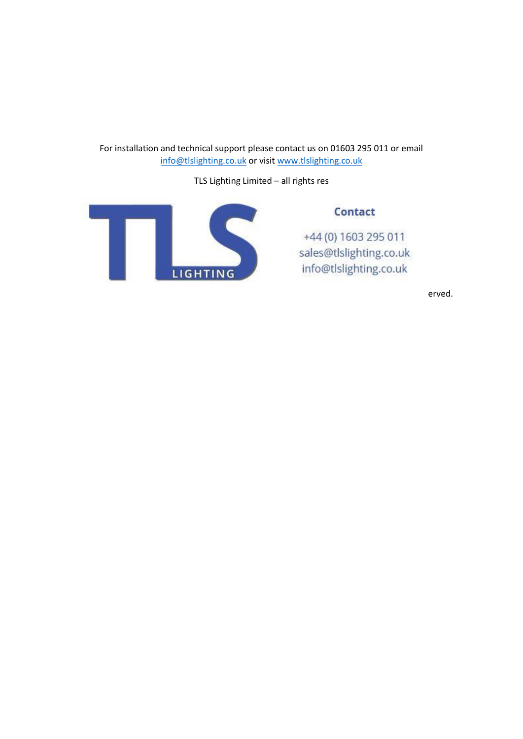For installation and technical support please contact us on 01603 295 011 or email info@tlslighting.co.uk or visit www.tlslighting.co.uk

TLS Lighting Limited – all rights reserved.

**Contact**

+44 (0) 1603 295 011
sales@tlslighting.co.uk
info@tlslighting.co.uk